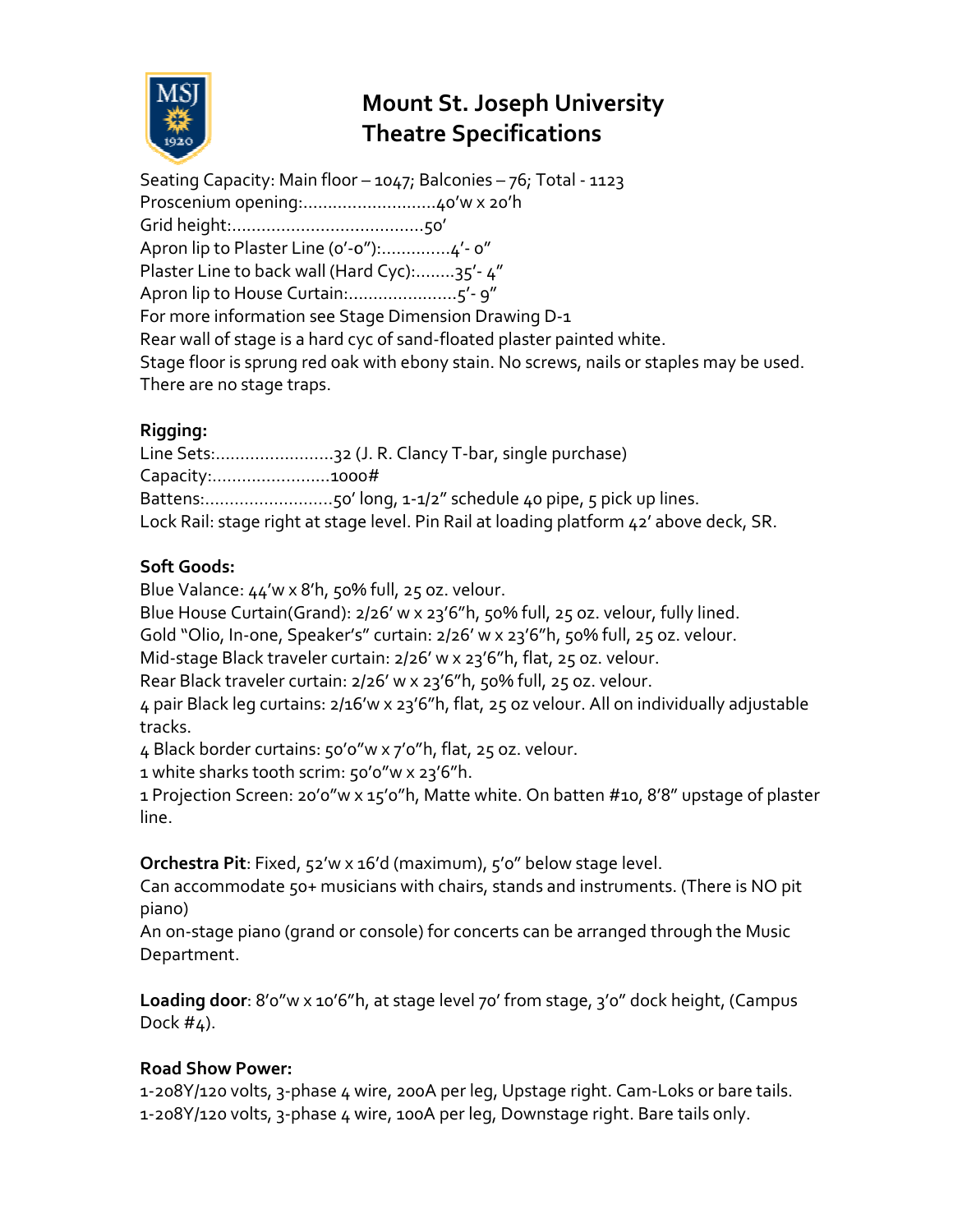# Mount St. Joseph University
# Theatre Specifications

Seating Capacity: Main floor – 1047; Balconies – 76; Total - 1123
Proscenium opening:............................40'w x 20'h
Grid height:.......................................50'
Apron lip to Plaster Line (0'-0"):..............4'- 0"
Plaster Line to back wall (Hard Cyc):........35'- 4"
Apron lip to House Curtain:......................5'- 9"
For more information see Stage Dimension Drawing D-1
Rear wall of stage is a hard cyc of sand-floated plaster painted white.
Stage floor is sprung red oak with ebony stain. No screws, nails or staples may be used.
There are no stage traps.

**Rigging:**
Line Sets:........................32 (J. R. Clancy T-bar, single purchase)
Capacity:........................1000#
Battens:..........................50' long, 1-1/2" schedule 40 pipe, 5 pick up lines.
Lock Rail: stage right at stage level. Pin Rail at loading platform 42' above deck, SR.

**Soft Goods:**
Blue Valance: 44'w x 8'h, 50% full, 25 oz. velour.
Blue House Curtain(Grand): 2/26' w x 23'6"h, 50% full, 25 oz. velour, fully lined.
Gold "Olio, In-one, Speaker's" curtain: 2/26' w x 23'6"h, 50% full, 25 oz. velour.
Mid-stage Black traveler curtain: 2/26' w x 23'6"h, flat, 25 oz. velour.
Rear Black traveler curtain: 2/26' w x 23'6"h, 50% full, 25 oz. velour.
4 pair Black leg curtains: 2/16'w x 23'6"h, flat, 25 oz velour. All on individually adjustable tracks.
4 Black border curtains: 50'0"w x 7'0"h, flat, 25 oz. velour.
1 white sharks tooth scrim: 50'0"w x 23'6"h.
1 Projection Screen: 20'0"w x 15'0"h, Matte white. On batten #10, 8'8" upstage of plaster line.

**Orchestra Pit**: Fixed, 52'w x 16'd (maximum), 5'0" below stage level.
Can accommodate 50+ musicians with chairs, stands and instruments. (There is NO pit piano)
An on-stage piano (grand or console) for concerts can be arranged through the Music Department.

**Loading door**: 8'0"w x 10'6"h, at stage level 70' from stage, 3'0" dock height, (Campus Dock #4).

**Road Show Power:**
1-208Y/120 volts, 3-phase 4 wire, 200A per leg, Upstage right. Cam-Loks or bare tails.
1-208Y/120 volts, 3-phase 4 wire, 100A per leg, Downstage right. Bare tails only.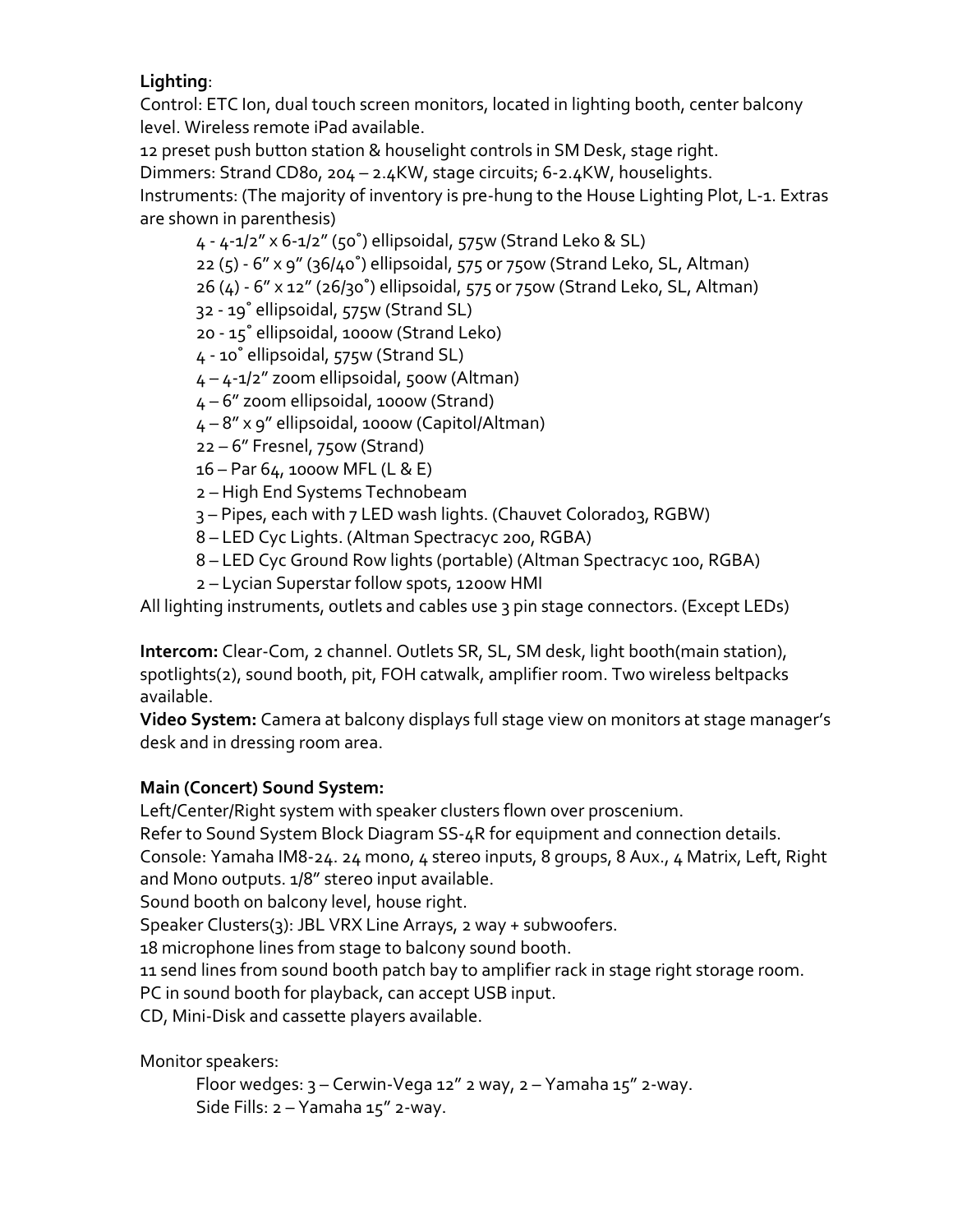**Lighting**:

Control: ETC Ion, dual touch screen monitors, located in lighting booth, center balcony level. Wireless remote iPad available.

12 preset push button station & houselight controls in SM Desk, stage right.

Dimmers: Strand CD80, 204 – 2.4KW, stage circuits; 6-2.4KW, houselights.

Instruments: (The majority of inventory is pre-hung to the House Lighting Plot, L-1. Extras are shown in parenthesis)

- 4 - 4-1/2" x 6-1/2" (50˚) ellipsoidal, 575w (Strand Leko & SL)
- 22 (5) - 6" x 9" (36/40˚) ellipsoidal, 575 or 750w (Strand Leko, SL, Altman)
- 26 (4) - 6" x 12" (26/30˚) ellipsoidal, 575 or 750w (Strand Leko, SL, Altman)
- 32 - 19˚ ellipsoidal, 575w (Strand SL)
- 20 - 15˚ ellipsoidal, 1000w (Strand Leko)
- 4 - 10˚ ellipsoidal, 575w (Strand SL)
- 4 – 4-1/2" zoom ellipsoidal, 500w (Altman)
- 4 – 6" zoom ellipsoidal, 1000w (Strand)
- 4 – 8" x 9" ellipsoidal, 1000w (Capitol/Altman)
- 22 – 6" Fresnel, 750w (Strand)
- 16 – Par 64, 1000w MFL (L & E)
- 2 – High End Systems Technobeam
- 3 – Pipes, each with 7 LED wash lights. (Chauvet Colorado3, RGBW)
- 8 – LED Cyc Lights. (Altman Spectracyc 200, RGBA)
- 8 – LED Cyc Ground Row lights (portable) (Altman Spectracyc 100, RGBA)
- 2 – Lycian Superstar follow spots, 1200w HMI

All lighting instruments, outlets and cables use 3 pin stage connectors. (Except LEDs)

**Intercom:** Clear-Com, 2 channel. Outlets SR, SL, SM desk, light booth(main station), spotlights(2), sound booth, pit, FOH catwalk, amplifier room. Two wireless beltpacks available.

**Video System:** Camera at balcony displays full stage view on monitors at stage manager's desk and in dressing room area.

**Main (Concert) Sound System:**

Left/Center/Right system with speaker clusters flown over proscenium.

Refer to Sound System Block Diagram SS-4R for equipment and connection details.

Console: Yamaha IM8-24. 24 mono, 4 stereo inputs, 8 groups, 8 Aux., 4 Matrix, Left, Right and Mono outputs. 1/8" stereo input available.

Sound booth on balcony level, house right.

Speaker Clusters(3): JBL VRX Line Arrays, 2 way + subwoofers.

18 microphone lines from stage to balcony sound booth.

11 send lines from sound booth patch bay to amplifier rack in stage right storage room.

PC in sound booth for playback, can accept USB input.

CD, Mini-Disk and cassette players available.

Monitor speakers:

- Floor wedges: 3 – Cerwin-Vega 12" 2 way, 2 – Yamaha 15" 2-way.
- Side Fills: 2 – Yamaha 15" 2-way.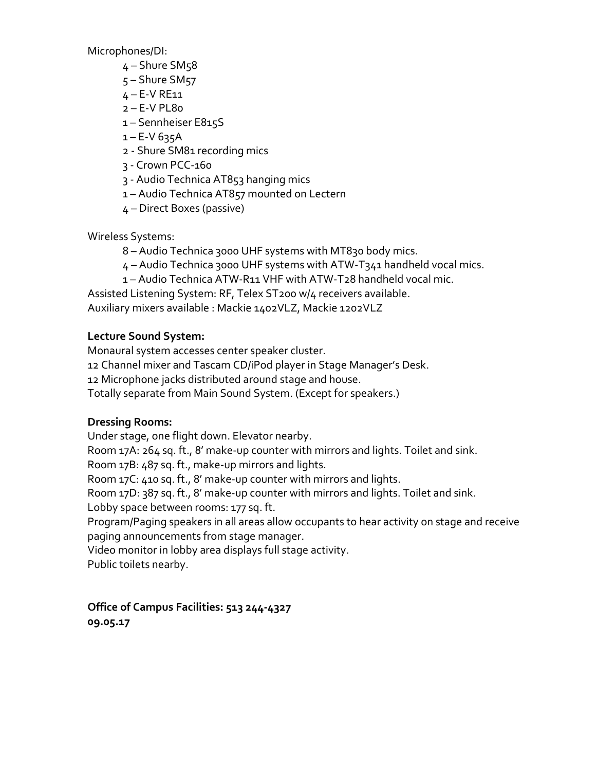Microphones/DI:

- 4 – Shure SM58
- 5 – Shure SM57
- 4 – E-V RE11
- 2 – E-V PL80
- 1 – Sennheiser E815S
- 1 – E-V 635A
- 2 - Shure SM81 recording mics
- 3 - Crown PCC-160
- 3 - Audio Technica AT853 hanging mics
- 1 – Audio Technica AT857 mounted on Lectern
- 4 – Direct Boxes (passive)

Wireless Systems:

- 8 – Audio Technica 3000 UHF systems with MT830 body mics.
- 4 – Audio Technica 3000 UHF systems with ATW-T341 handheld vocal mics.
- 1 – Audio Technica ATW-R11 VHF with ATW-T28 handheld vocal mic.

Assisted Listening System: RF, Telex ST200 w/4 receivers available.
Auxiliary mixers available : Mackie 1402VLZ, Mackie 1202VLZ

**Lecture Sound System:**

Monaural system accesses center speaker cluster.
12 Channel mixer and Tascam CD/iPod player in Stage Manager's Desk.
12 Microphone jacks distributed around stage and house.
Totally separate from Main Sound System. (Except for speakers.)

**Dressing Rooms:**

Under stage, one flight down. Elevator nearby.
Room 17A: 264 sq. ft., 8' make-up counter with mirrors and lights. Toilet and sink.
Room 17B: 487 sq. ft., make-up mirrors and lights.
Room 17C: 410 sq. ft., 8' make-up counter with mirrors and lights.
Room 17D: 387 sq. ft., 8' make-up counter with mirrors and lights. Toilet and sink.
Lobby space between rooms: 177 sq. ft.
Program/Paging speakers in all areas allow occupants to hear activity on stage and receive paging announcements from stage manager.
Video monitor in lobby area displays full stage activity.
Public toilets nearby.

**Office of Campus Facilities: 513 244-4327**
**09.05.17**